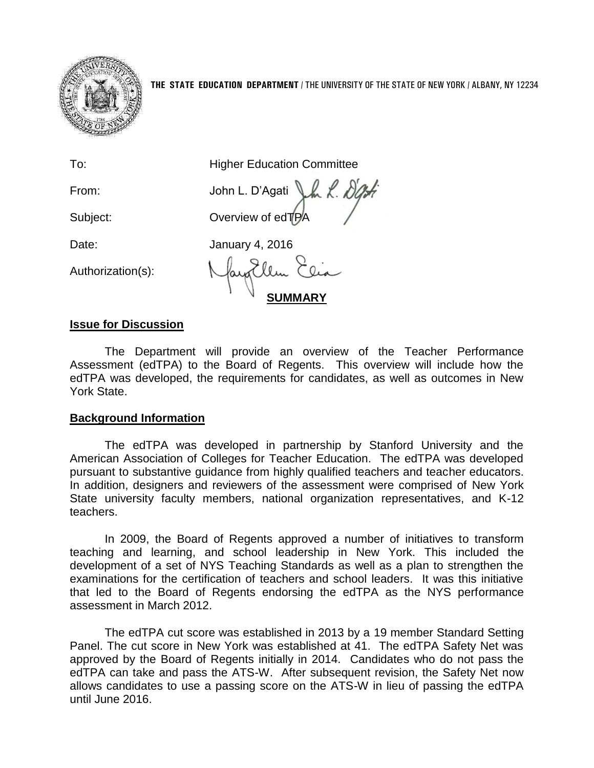**THE STATE EDUCATION DEPARTMENT** / THE UNIVERSITY OF THE STATE OF NEW YORK / ALBANY, NY 12234

To: Higher Education Committee

From: John L. D'Agati

Subject: Overview of edTPA

Date: January 4, 2016

Authorization(s):

## SUMMARY

### Issue for Discussion

The Department will provide an overview of the Teacher Performance Assessment (edTPA) to the Board of Regents. This overview will include how the edTPA was developed, the requirements for candidates, as well as outcomes in New York State.

### Background Information

The edTPA was developed in partnership by Stanford University and the American Association of Colleges for Teacher Education. The edTPA was developed pursuant to substantive guidance from highly qualified teachers and teacher educators. In addition, designers and reviewers of the assessment were comprised of New York State university faculty members, national organization representatives, and K-12 teachers.

In 2009, the Board of Regents approved a number of initiatives to transform teaching and learning, and school leadership in New York. This included the development of a set of NYS Teaching Standards as well as a plan to strengthen the examinations for the certification of teachers and school leaders. It was this initiative that led to the Board of Regents endorsing the edTPA as the NYS performance assessment in March 2012.

The edTPA cut score was established in 2013 by a 19 member Standard Setting Panel. The cut score in New York was established at 41. The edTPA Safety Net was approved by the Board of Regents initially in 2014. Candidates who do not pass the edTPA can take and pass the ATS-W. After subsequent revision, the Safety Net now allows candidates to use a passing score on the ATS-W in lieu of passing the edTPA until June 2016.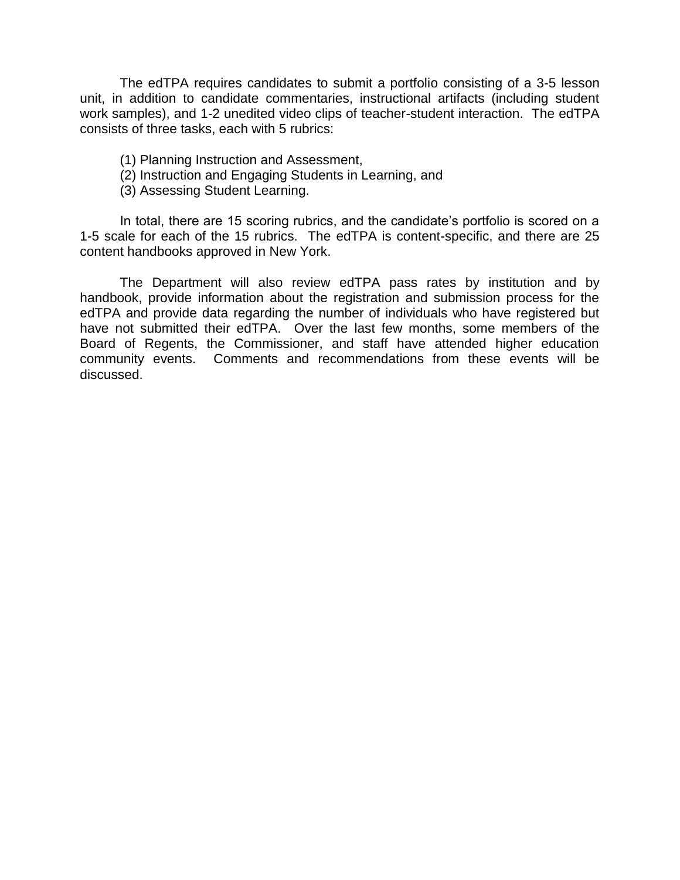The edTPA requires candidates to submit a portfolio consisting of a 3-5 lesson unit, in addition to candidate commentaries, instructional artifacts (including student work samples), and 1-2 unedited video clips of teacher-student interaction. The edTPA consists of three tasks, each with 5 rubrics:

(1) Planning Instruction and Assessment,
(2) Instruction and Engaging Students in Learning, and
(3) Assessing Student Learning.

In total, there are 15 scoring rubrics, and the candidate's portfolio is scored on a 1-5 scale for each of the 15 rubrics. The edTPA is content-specific, and there are 25 content handbooks approved in New York.

The Department will also review edTPA pass rates by institution and by handbook, provide information about the registration and submission process for the edTPA and provide data regarding the number of individuals who have registered but have not submitted their edTPA. Over the last few months, some members of the Board of Regents, the Commissioner, and staff have attended higher education community events. Comments and recommendations from these events will be discussed.